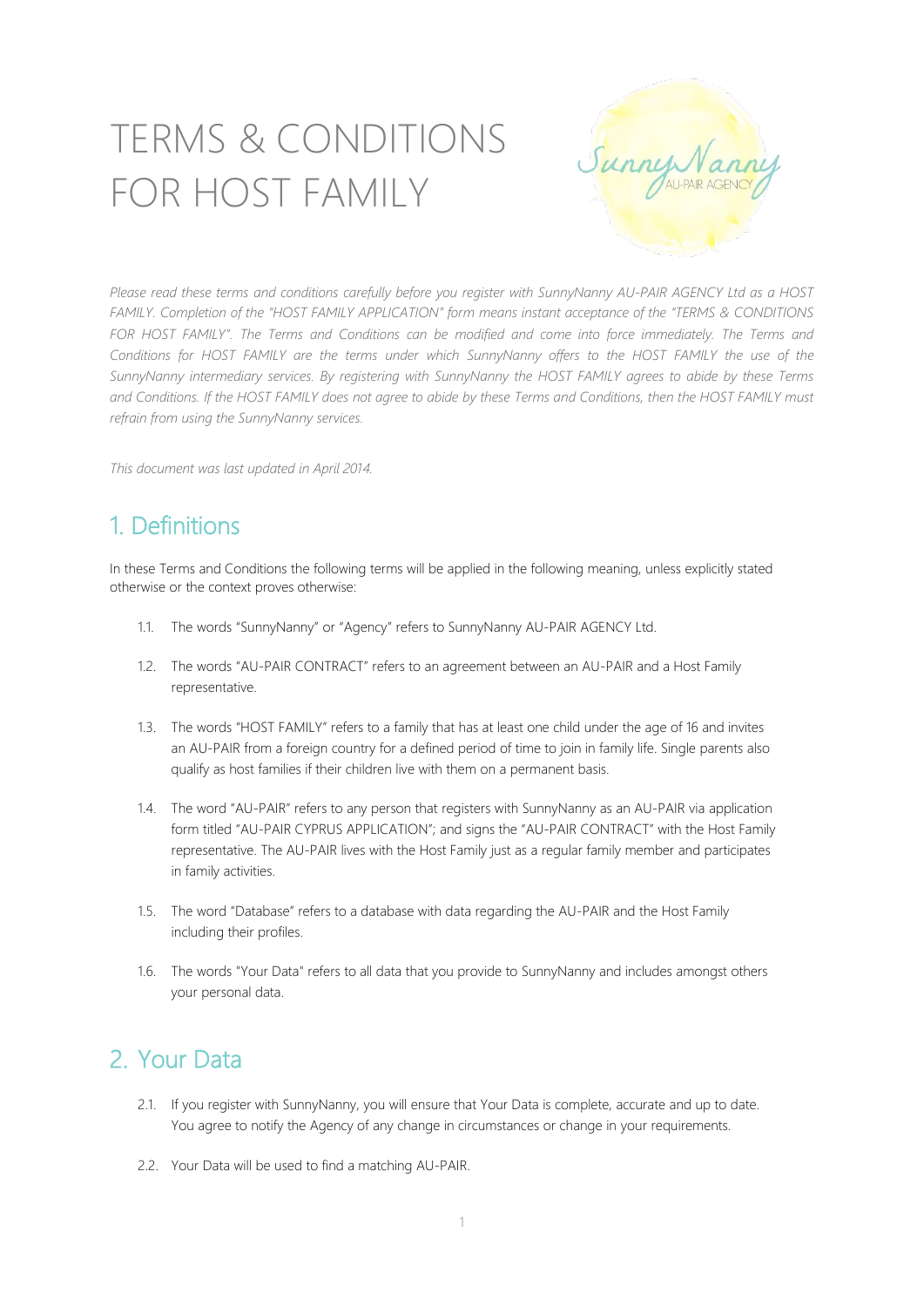# TERMS & CONDITIONS FOR HOST FAMILY

*Please read these terms and conditions carefully before you register with SunnyNanny AU-PAIR AGENCY Ltd as a HOST FAMILY. Completion of the "HOST FAMILY APPLICATION" form means instant acceptance of the "TERMS & CONDITIONS FOR HOST FAMILY". The Terms and Conditions can be modified and come into force immediately. The Terms and Conditions for HOST FAMILY are the terms under which SunnyNanny offers to the HOST FAMILY the use of the SunnyNanny intermediary services. By registering with SunnyNanny the HOST FAMILY agrees to abide by these Terms and Conditions. If the HOST FAMILY does not agree to abide by these Terms and Conditions, then the HOST FAMILY must refrain from using the SunnyNanny services.*

*This document was last updated in April 2014.*

## 1. Definitions

In these Terms and Conditions the following terms will be applied in the following meaning, unless explicitly stated otherwise or the context proves otherwise:

1.1. The words "SunnyNanny" or "Agency" refers to SunnyNanny AU-PAIR AGENCY Ltd.

1.2. The words "AU-PAIR CONTRACT" refers to an agreement between an AU-PAIR and a Host Family representative.

1.3. The words "HOST FAMILY" refers to a family that has at least one child under the age of 16 and invites an AU-PAIR from a foreign country for a defined period of time to join in family life. Single parents also qualify as host families if their children live with them on a permanent basis.

1.4. The word "AU-PAIR" refers to any person that registers with SunnyNanny as an AU-PAIR via application form titled "AU-PAIR CYPRUS APPLICATION"; and signs the "AU-PAIR CONTRACT" with the Host Family representative. The AU-PAIR lives with the Host Family just as a regular family member and participates in family activities.

1.5. The word "Database" refers to a database with data regarding the AU-PAIR and the Host Family including their profiles.

1.6. The words "Your Data" refers to all data that you provide to SunnyNanny and includes amongst others your personal data.

## 2. Your Data

2.1. If you register with SunnyNanny, you will ensure that Your Data is complete, accurate and up to date. You agree to notify the Agency of any change in circumstances or change in your requirements.

2.2. Your Data will be used to find a matching AU-PAIR.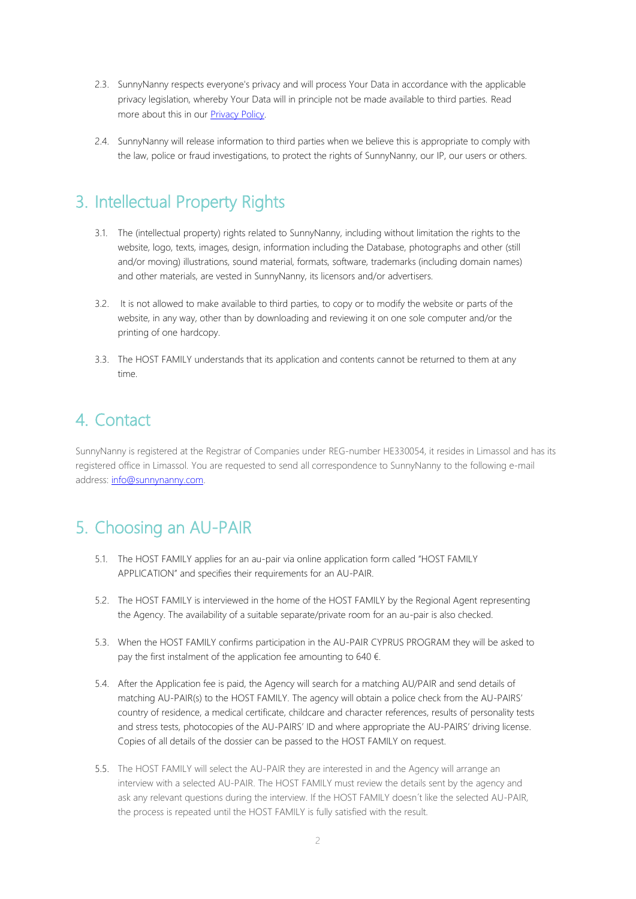2.3. SunnyNanny respects everyone's privacy and will process Your Data in accordance with the applicable privacy legislation, whereby Your Data will in principle not be made available to third parties. Read more about this in our [Privacy Policy](#).

2.4. SunnyNanny will release information to third parties when we believe this is appropriate to comply with the law, police or fraud investigations, to protect the rights of SunnyNanny, our IP, our users or others.

## 3. Intellectual Property Rights

3.1. The (intellectual property) rights related to SunnyNanny, including without limitation the rights to the website, logo, texts, images, design, information including the Database, photographs and other (still and/or moving) illustrations, sound material, formats, software, trademarks (including domain names) and other materials, are vested in SunnyNanny, its licensors and/or advertisers.

3.2. It is not allowed to make available to third parties, to copy or to modify the website or parts of the website, in any way, other than by downloading and reviewing it on one sole computer and/or the printing of one hardcopy.

3.3. The HOST FAMILY understands that its application and contents cannot be returned to them at any time.

## 4. Contact

SunnyNanny is registered at the Registrar of Companies under REG-number HE330054, it resides in Limassol and has its registered office in Limassol. You are requested to send all correspondence to SunnyNanny to the following e-mail address: [info@sunnynanny.com](mailto:info@sunnynanny.com).

## 5. Choosing an AU-PAIR

5.1. The HOST FAMILY applies for an au-pair via online application form called "HOST FAMILY APPLICATION" and specifies their requirements for an AU-PAIR.

5.2. The HOST FAMILY is interviewed in the home of the HOST FAMILY by the Regional Agent representing the Agency. The availability of a suitable separate/private room for an au-pair is also checked.

5.3. When the HOST FAMILY confirms participation in the AU-PAIR CYPRUS PROGRAM they will be asked to pay the first instalment of the application fee amounting to 640 €.

5.4. After the Application fee is paid, the Agency will search for a matching AU/PAIR and send details of matching AU-PAIR(s) to the HOST FAMILY. The agency will obtain a police check from the AU-PAIRS' country of residence, a medical certificate, childcare and character references, results of personality tests and stress tests, photocopies of the AU-PAIRS' ID and where appropriate the AU-PAIRS' driving license. Copies of all details of the dossier can be passed to the HOST FAMILY on request.

5.5. The HOST FAMILY will select the AU-PAIR they are interested in and the Agency will arrange an interview with a selected AU-PAIR. The HOST FAMILY must review the details sent by the agency and ask any relevant questions during the interview. If the HOST FAMILY doesn´t like the selected AU-PAIR, the process is repeated until the HOST FAMILY is fully satisfied with the result.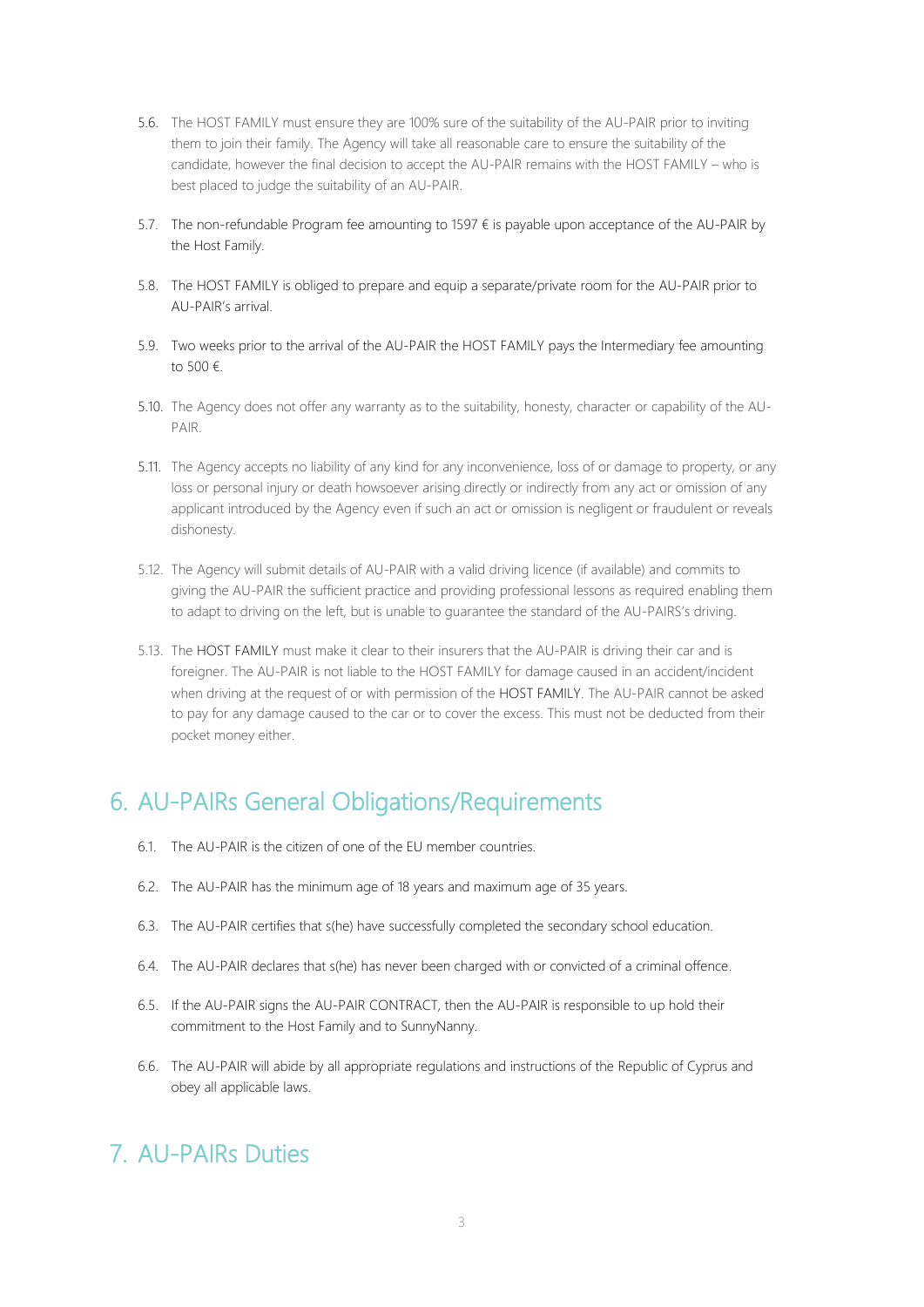5.6. The HOST FAMILY must ensure they are 100% sure of the suitability of the AU-PAIR prior to inviting them to join their family. The Agency will take all reasonable care to ensure the suitability of the candidate, however the final decision to accept the AU-PAIR remains with the HOST FAMILY – who is best placed to judge the suitability of an AU-PAIR.

5.7. The non-refundable Program fee amounting to 1597 € is payable upon acceptance of the AU-PAIR by the Host Family.

5.8. The HOST FAMILY is obliged to prepare and equip a separate/private room for the AU-PAIR prior to AU-PAIR's arrival.

5.9. Two weeks prior to the arrival of the AU-PAIR the HOST FAMILY pays the Intermediary fee amounting to 500 €.

5.10. The Agency does not offer any warranty as to the suitability, honesty, character or capability of the AU-PAIR.

5.11. The Agency accepts no liability of any kind for any inconvenience, loss of or damage to property, or any loss or personal injury or death howsoever arising directly or indirectly from any act or omission of any applicant introduced by the Agency even if such an act or omission is negligent or fraudulent or reveals dishonesty.

5.12. The Agency will submit details of AU-PAIR with a valid driving licence (if available) and commits to giving the AU-PAIR the sufficient practice and providing professional lessons as required enabling them to adapt to driving on the left, but is unable to guarantee the standard of the AU-PAIRS's driving.

5.13. The HOST FAMILY must make it clear to their insurers that the AU-PAIR is driving their car and is foreigner. The AU-PAIR is not liable to the HOST FAMILY for damage caused in an accident/incident when driving at the request of or with permission of the HOST FAMILY. The AU-PAIR cannot be asked to pay for any damage caused to the car or to cover the excess. This must not be deducted from their pocket money either.

## 6. AU-PAIRs General Obligations/Requirements

6.1. The AU-PAIR is the citizen of one of the EU member countries.

6.2. The AU-PAIR has the minimum age of 18 years and maximum age of 35 years.

6.3. The AU-PAIR certifies that s(he) have successfully completed the secondary school education.

6.4. The AU-PAIR declares that s(he) has never been charged with or convicted of a criminal offence.

6.5. If the AU-PAIR signs the AU-PAIR CONTRACT, then the AU-PAIR is responsible to up hold their commitment to the Host Family and to SunnyNanny.

6.6. The AU-PAIR will abide by all appropriate regulations and instructions of the Republic of Cyprus and obey all applicable laws.

## 7. AU-PAIRs Duties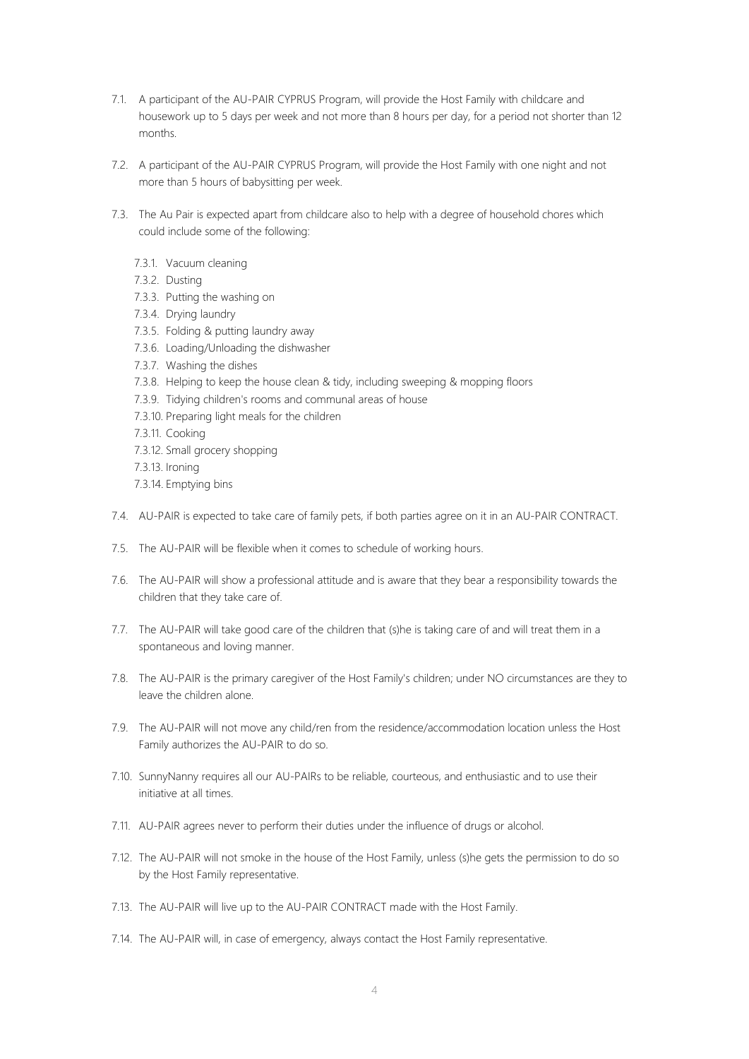7.1. A participant of the AU-PAIR CYPRUS Program, will provide the Host Family with childcare and housework up to 5 days per week and not more than 8 hours per day, for a period not shorter than 12 months.

7.2. A participant of the AU-PAIR CYPRUS Program, will provide the Host Family with one night and not more than 5 hours of babysitting per week.

7.3. The Au Pair is expected apart from childcare also to help with a degree of household chores which could include some of the following:

- 7.3.1. Vacuum cleaning
- 7.3.2. Dusting
- 7.3.3. Putting the washing on
- 7.3.4. Drying laundry
- 7.3.5. Folding & putting laundry away
- 7.3.6. Loading/Unloading the dishwasher
- 7.3.7. Washing the dishes
- 7.3.8. Helping to keep the house clean & tidy, including sweeping & mopping floors
- 7.3.9. Tidying children's rooms and communal areas of house
- 7.3.10. Preparing light meals for the children
- 7.3.11. Cooking
- 7.3.12. Small grocery shopping
- 7.3.13. Ironing
- 7.3.14. Emptying bins

7.4. AU-PAIR is expected to take care of family pets, if both parties agree on it in an AU-PAIR CONTRACT.

7.5. The AU-PAIR will be flexible when it comes to schedule of working hours.

7.6. The AU-PAIR will show a professional attitude and is aware that they bear a responsibility towards the children that they take care of.

7.7. The AU-PAIR will take good care of the children that (s)he is taking care of and will treat them in a spontaneous and loving manner.

7.8. The AU-PAIR is the primary caregiver of the Host Family's children; under NO circumstances are they to leave the children alone.

7.9. The AU-PAIR will not move any child/ren from the residence/accommodation location unless the Host Family authorizes the AU-PAIR to do so.

7.10. SunnyNanny requires all our AU-PAIRs to be reliable, courteous, and enthusiastic and to use their initiative at all times.

7.11. AU-PAIR agrees never to perform their duties under the influence of drugs or alcohol.

7.12. The AU-PAIR will not smoke in the house of the Host Family, unless (s)he gets the permission to do so by the Host Family representative.

7.13. The AU-PAIR will live up to the AU-PAIR CONTRACT made with the Host Family.

7.14. The AU-PAIR will, in case of emergency, always contact the Host Family representative.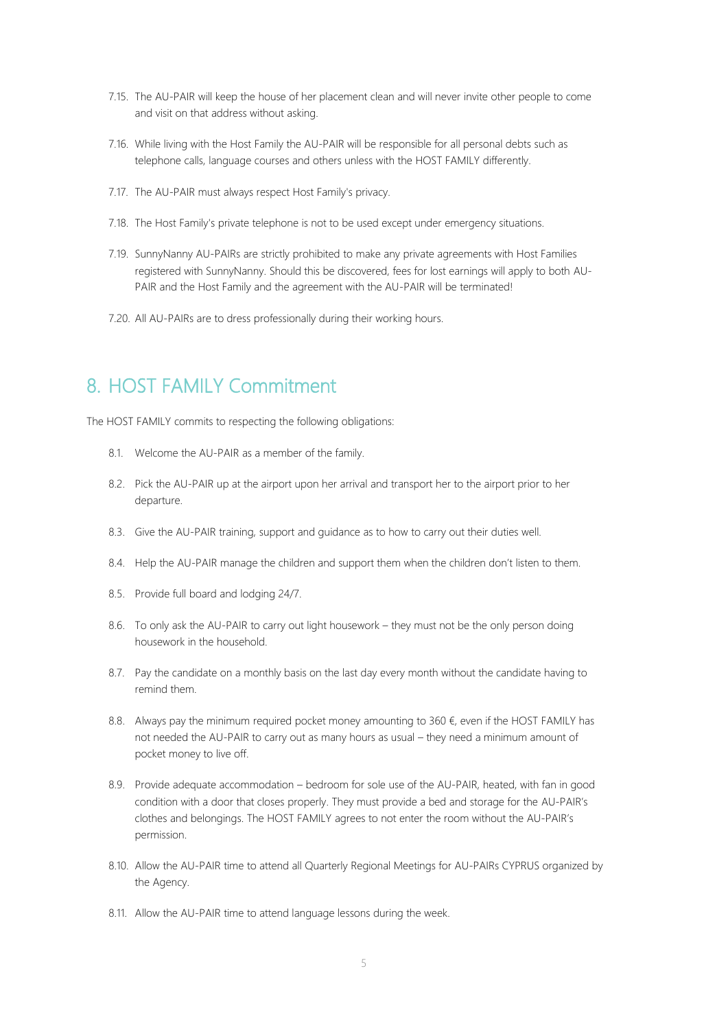7.15. The AU-PAIR will keep the house of her placement clean and will never invite other people to come and visit on that address without asking.

7.16. While living with the Host Family the AU-PAIR will be responsible for all personal debts such as telephone calls, language courses and others unless with the HOST FAMILY differently.

7.17. The AU-PAIR must always respect Host Family's privacy.

7.18. The Host Family's private telephone is not to be used except under emergency situations.

7.19. SunnyNanny AU-PAIRs are strictly prohibited to make any private agreements with Host Families registered with SunnyNanny. Should this be discovered, fees for lost earnings will apply to both AU-PAIR and the Host Family and the agreement with the AU-PAIR will be terminated!

7.20. All AU-PAIRs are to dress professionally during their working hours.

# 8. HOST FAMILY Commitment

The HOST FAMILY commits to respecting the following obligations:

8.1. Welcome the AU-PAIR as a member of the family.

8.2. Pick the AU-PAIR up at the airport upon her arrival and transport her to the airport prior to her departure.

8.3. Give the AU-PAIR training, support and guidance as to how to carry out their duties well.

8.4. Help the AU-PAIR manage the children and support them when the children don't listen to them.

8.5. Provide full board and lodging 24/7.

8.6. To only ask the AU-PAIR to carry out light housework – they must not be the only person doing housework in the household.

8.7. Pay the candidate on a monthly basis on the last day every month without the candidate having to remind them.

8.8. Always pay the minimum required pocket money amounting to 360 €, even if the HOST FAMILY has not needed the AU-PAIR to carry out as many hours as usual – they need a minimum amount of pocket money to live off.

8.9. Provide adequate accommodation – bedroom for sole use of the AU-PAIR, heated, with fan in good condition with a door that closes properly. They must provide a bed and storage for the AU-PAIR's clothes and belongings. The HOST FAMILY agrees to not enter the room without the AU-PAIR's permission.

8.10. Allow the AU-PAIR time to attend all Quarterly Regional Meetings for AU-PAIRs CYPRUS organized by the Agency.

8.11. Allow the AU-PAIR time to attend language lessons during the week.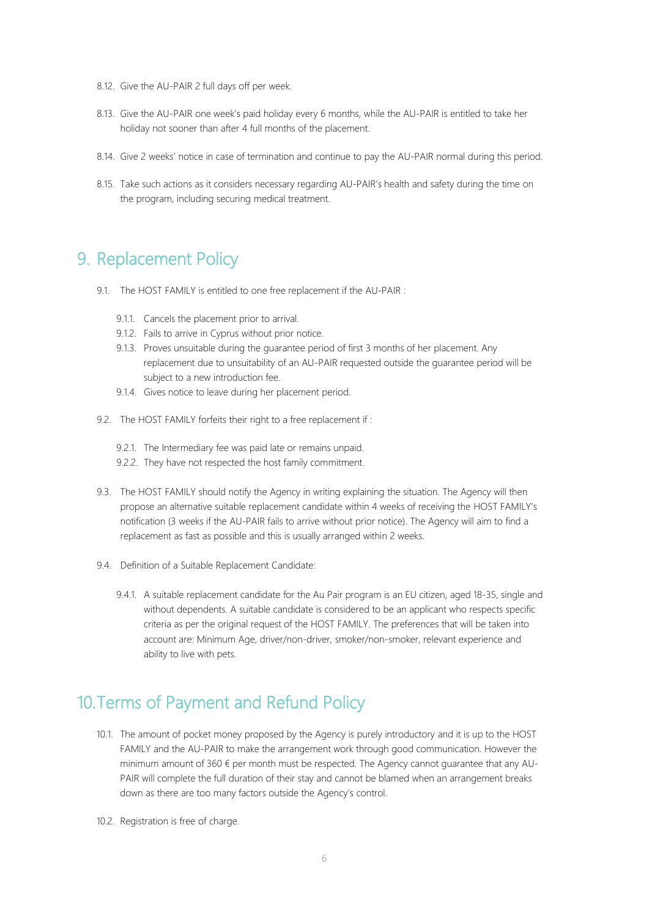8.12. Give the AU-PAIR 2 full days off per week.

8.13. Give the AU-PAIR one week's paid holiday every 6 months, while the AU-PAIR is entitled to take her holiday not sooner than after 4 full months of the placement.

8.14. Give 2 weeks' notice in case of termination and continue to pay the AU-PAIR normal during this period.

8.15. Take such actions as it considers necessary regarding AU-PAIR's health and safety during the time on the program, including securing medical treatment.

## 9. Replacement Policy

9.1. The HOST FAMILY is entitled to one free replacement if the AU-PAIR :

9.1.1. Cancels the placement prior to arrival.

9.1.2. Fails to arrive in Cyprus without prior notice.

9.1.3. Proves unsuitable during the guarantee period of first 3 months of her placement. Any replacement due to unsuitability of an AU-PAIR requested outside the guarantee period will be subject to a new introduction fee.

9.1.4. Gives notice to leave during her placement period.

9.2. The HOST FAMILY forfeits their right to a free replacement if :

9.2.1. The Intermediary fee was paid late or remains unpaid.

9.2.2. They have not respected the host family commitment.

9.3. The HOST FAMILY should notify the Agency in writing explaining the situation. The Agency will then propose an alternative suitable replacement candidate within 4 weeks of receiving the HOST FAMILY's notification (3 weeks if the AU-PAIR fails to arrive without prior notice). The Agency will aim to find a replacement as fast as possible and this is usually arranged within 2 weeks.

9.4. Definition of a Suitable Replacement Candidate:

9.4.1. A suitable replacement candidate for the Au Pair program is an EU citizen, aged 18-35, single and without dependents. A suitable candidate is considered to be an applicant who respects specific criteria as per the original request of the HOST FAMILY. The preferences that will be taken into account are: Minimum Age, driver/non-driver, smoker/non-smoker, relevant experience and ability to live with pets.

## 10. Terms of Payment and Refund Policy

10.1. The amount of pocket money proposed by the Agency is purely introductory and it is up to the HOST FAMILY and the AU-PAIR to make the arrangement work through good communication. However the minimum amount of 360 € per month must be respected. The Agency cannot guarantee that any AU-PAIR will complete the full duration of their stay and cannot be blamed when an arrangement breaks down as there are too many factors outside the Agency's control.

10.2. Registration is free of charge.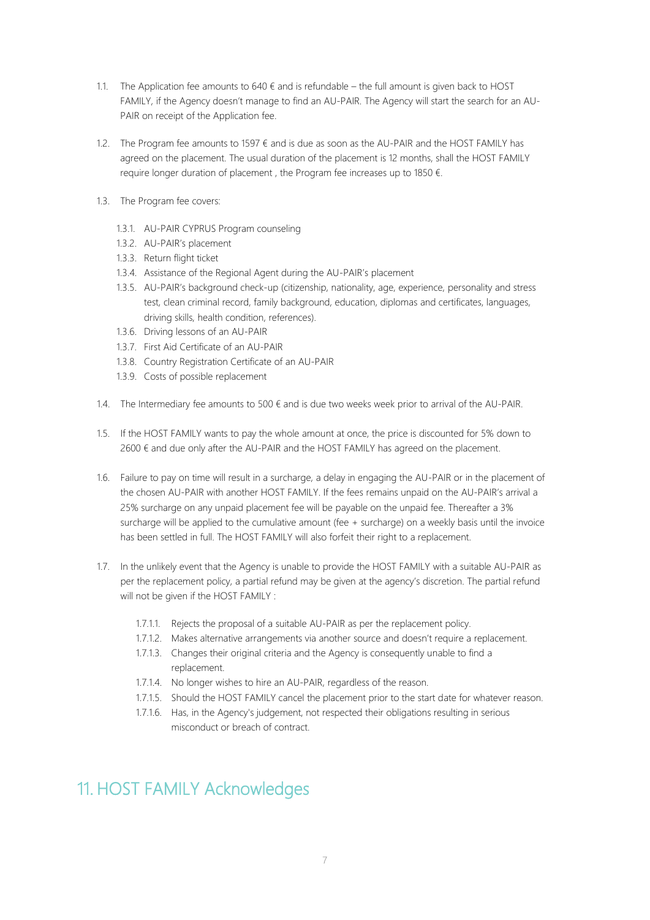1.1. The Application fee amounts to 640 € and is refundable – the full amount is given back to HOST FAMILY, if the Agency doesn't manage to find an AU-PAIR. The Agency will start the search for an AU-PAIR on receipt of the Application fee.

1.2. The Program fee amounts to 1597 € and is due as soon as the AU-PAIR and the HOST FAMILY has agreed on the placement. The usual duration of the placement is 12 months, shall the HOST FAMILY require longer duration of placement , the Program fee increases up to 1850 €.

1.3. The Program fee covers:

- 1.3.1. AU-PAIR CYPRUS Program counseling
- 1.3.2. AU-PAIR's placement
- 1.3.3. Return flight ticket
- 1.3.4. Assistance of the Regional Agent during the AU-PAIR's placement
- 1.3.5. AU-PAIR's background check-up (citizenship, nationality, age, experience, personality and stress test, clean criminal record, family background, education, diplomas and certificates, languages, driving skills, health condition, references).
- 1.3.6. Driving lessons of an AU-PAIR
- 1.3.7. First Aid Certificate of an AU-PAIR
- 1.3.8. Country Registration Certificate of an AU-PAIR
- 1.3.9. Costs of possible replacement

1.4. The Intermediary fee amounts to 500 € and is due two weeks week prior to arrival of the AU-PAIR.

1.5. If the HOST FAMILY wants to pay the whole amount at once, the price is discounted for 5% down to 2600 € and due only after the AU-PAIR and the HOST FAMILY has agreed on the placement.

1.6. Failure to pay on time will result in a surcharge, a delay in engaging the AU-PAIR or in the placement of the chosen AU-PAIR with another HOST FAMILY. If the fees remains unpaid on the AU-PAIR's arrival a 25% surcharge on any unpaid placement fee will be payable on the unpaid fee. Thereafter a 3% surcharge will be applied to the cumulative amount (fee + surcharge) on a weekly basis until the invoice has been settled in full. The HOST FAMILY will also forfeit their right to a replacement.

1.7. In the unlikely event that the Agency is unable to provide the HOST FAMILY with a suitable AU-PAIR as per the replacement policy, a partial refund may be given at the agency's discretion. The partial refund will not be given if the HOST FAMILY :

- 1.7.1.1. Rejects the proposal of a suitable AU-PAIR as per the replacement policy.
- 1.7.1.2. Makes alternative arrangements via another source and doesn't require a replacement.
- 1.7.1.3. Changes their original criteria and the Agency is consequently unable to find a replacement.
- 1.7.1.4. No longer wishes to hire an AU-PAIR, regardless of the reason.
- 1.7.1.5. Should the HOST FAMILY cancel the placement prior to the start date for whatever reason.
- 1.7.1.6. Has, in the Agency's judgement, not respected their obligations resulting in serious misconduct or breach of contract.

# 11. HOST FAMILY Acknowledges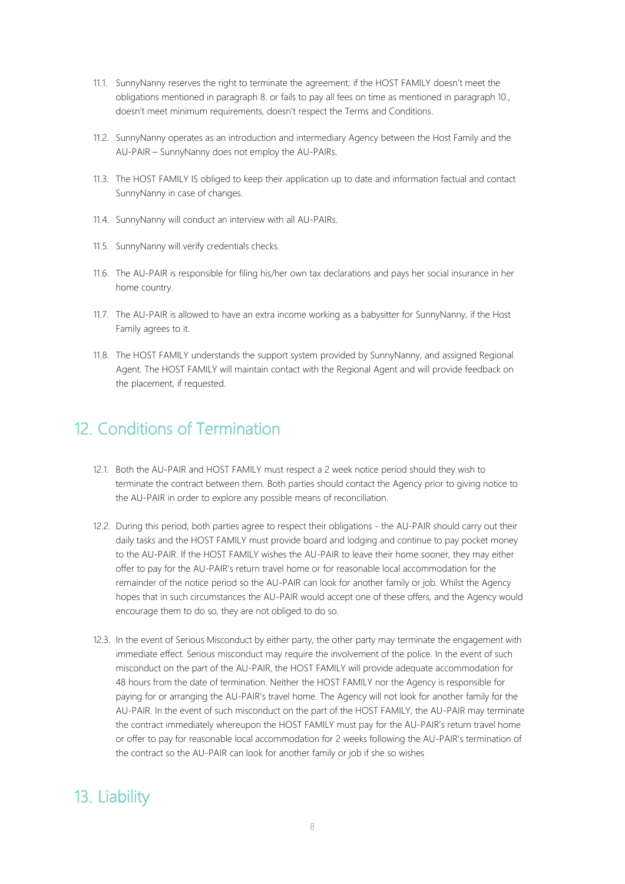11.1. SunnyNanny reserves the right to terminate the agreement; if the HOST FAMILY doesn't meet the obligations mentioned in paragraph 8. or fails to pay all fees on time as mentioned in paragraph 10., doesn't meet minimum requirements, doesn't respect the Terms and Conditions.

11.2. SunnyNanny operates as an introduction and intermediary Agency between the Host Family and the AU-PAIR – SunnyNanny does not employ the AU-PAIRs.

11.3. The HOST FAMILY IS obliged to keep their application up to date and information factual and contact SunnyNanny in case of changes.

11.4. SunnyNanny will conduct an interview with all AU-PAIRs.

11.5. SunnyNanny will verify credentials checks.

11.6. The AU-PAIR is responsible for filing his/her own tax declarations and pays her social insurance in her home country.

11.7. The AU-PAIR is allowed to have an extra income working as a babysitter for SunnyNanny, if the Host Family agrees to it.

11.8. The HOST FAMILY understands the support system provided by SunnyNanny, and assigned Regional Agent. The HOST FAMILY will maintain contact with the Regional Agent and will provide feedback on the placement, if requested.

## 12. Conditions of Termination

12.1. Both the AU-PAIR and HOST FAMILY must respect a 2 week notice period should they wish to terminate the contract between them. Both parties should contact the Agency prior to giving notice to the AU-PAIR in order to explore any possible means of reconciliation.

12.2. During this period, both parties agree to respect their obligations - the AU-PAIR should carry out their daily tasks and the HOST FAMILY must provide board and lodging and continue to pay pocket money to the AU-PAIR. If the HOST FAMILY wishes the AU-PAIR to leave their home sooner, they may either offer to pay for the AU-PAIR's return travel home or for reasonable local accommodation for the remainder of the notice period so the AU-PAIR can look for another family or job. Whilst the Agency hopes that in such circumstances the AU-PAIR would accept one of these offers, and the Agency would encourage them to do so, they are not obliged to do so.

12.3. In the event of Serious Misconduct by either party, the other party may terminate the engagement with immediate effect. Serious misconduct may require the involvement of the police. In the event of such misconduct on the part of the AU-PAIR, the HOST FAMILY will provide adequate accommodation for 48 hours from the date of termination. Neither the HOST FAMILY nor the Agency is responsible for paying for or arranging the AU-PAIR's travel home. The Agency will not look for another family for the AU-PAIR. In the event of such misconduct on the part of the HOST FAMILY, the AU-PAIR may terminate the contract immediately whereupon the HOST FAMILY must pay for the AU-PAIR's return travel home or offer to pay for reasonable local accommodation for 2 weeks following the AU-PAIR's termination of the contract so the AU-PAIR can look for another family or job if she so wishes

## 13. Liability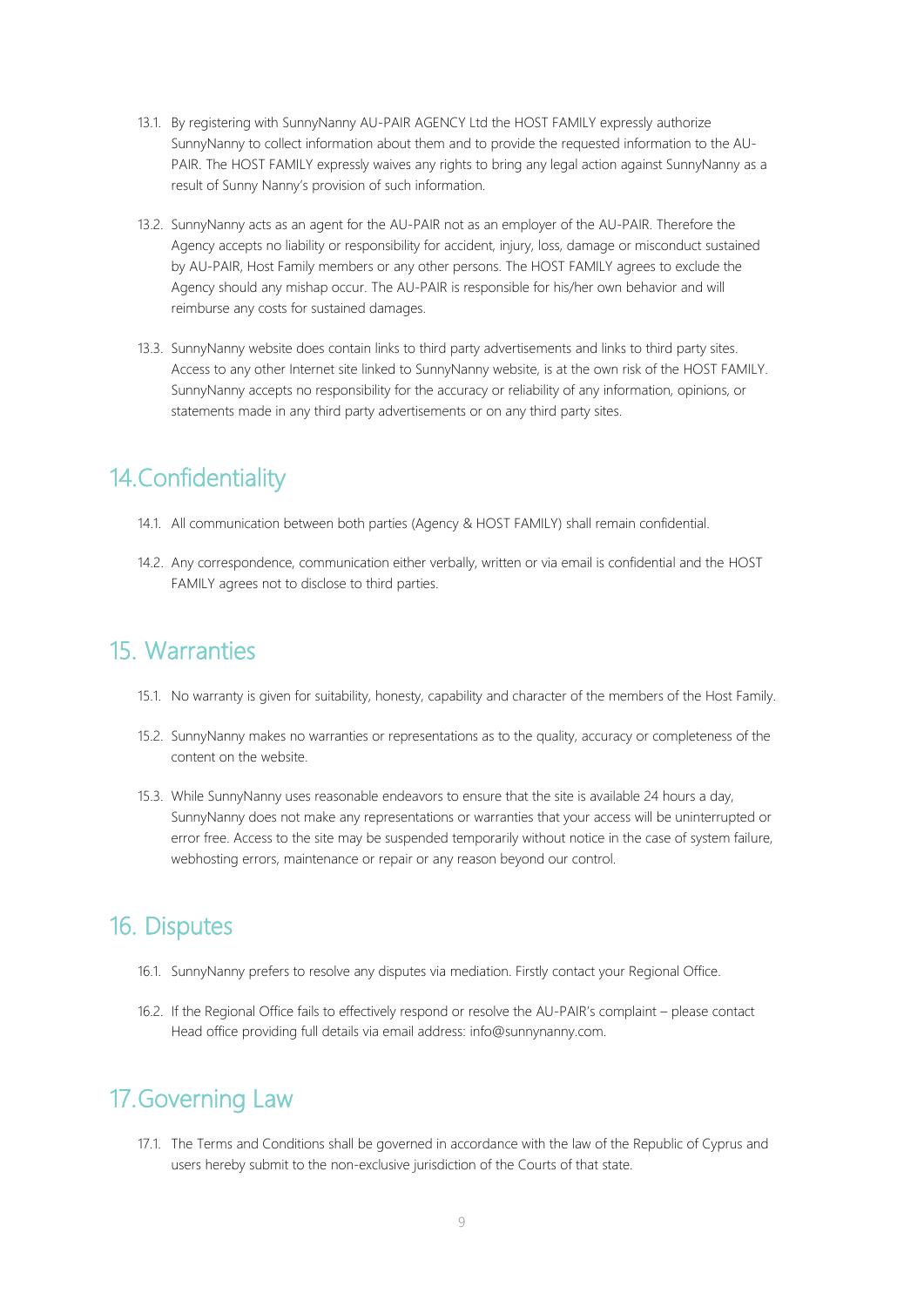13.1. By registering with SunnyNanny AU-PAIR AGENCY Ltd the HOST FAMILY expressly authorize SunnyNanny to collect information about them and to provide the requested information to the AU-PAIR. The HOST FAMILY expressly waives any rights to bring any legal action against SunnyNanny as a result of Sunny Nanny's provision of such information.

13.2. SunnyNanny acts as an agent for the AU-PAIR not as an employer of the AU-PAIR. Therefore the Agency accepts no liability or responsibility for accident, injury, loss, damage or misconduct sustained by AU-PAIR, Host Family members or any other persons. The HOST FAMILY agrees to exclude the Agency should any mishap occur. The AU-PAIR is responsible for his/her own behavior and will reimburse any costs for sustained damages.

13.3. SunnyNanny website does contain links to third party advertisements and links to third party sites. Access to any other Internet site linked to SunnyNanny website, is at the own risk of the HOST FAMILY. SunnyNanny accepts no responsibility for the accuracy or reliability of any information, opinions, or statements made in any third party advertisements or on any third party sites.

## 14. Confidentiality

14.1. All communication between both parties (Agency & HOST FAMILY) shall remain confidential.

14.2. Any correspondence, communication either verbally, written or via email is confidential and the HOST FAMILY agrees not to disclose to third parties.

## 15. Warranties

15.1. No warranty is given for suitability, honesty, capability and character of the members of the Host Family.

15.2. SunnyNanny makes no warranties or representations as to the quality, accuracy or completeness of the content on the website.

15.3. While SunnyNanny uses reasonable endeavors to ensure that the site is available 24 hours a day, SunnyNanny does not make any representations or warranties that your access will be uninterrupted or error free. Access to the site may be suspended temporarily without notice in the case of system failure, webhosting errors, maintenance or repair or any reason beyond our control.

## 16. Disputes

16.1. SunnyNanny prefers to resolve any disputes via mediation. Firstly contact your Regional Office.

16.2. If the Regional Office fails to effectively respond or resolve the AU-PAIR's complaint – please contact Head office providing full details via email address: info@sunnynanny.com.

## 17. Governing Law

17.1. The Terms and Conditions shall be governed in accordance with the law of the Republic of Cyprus and users hereby submit to the non-exclusive jurisdiction of the Courts of that state.